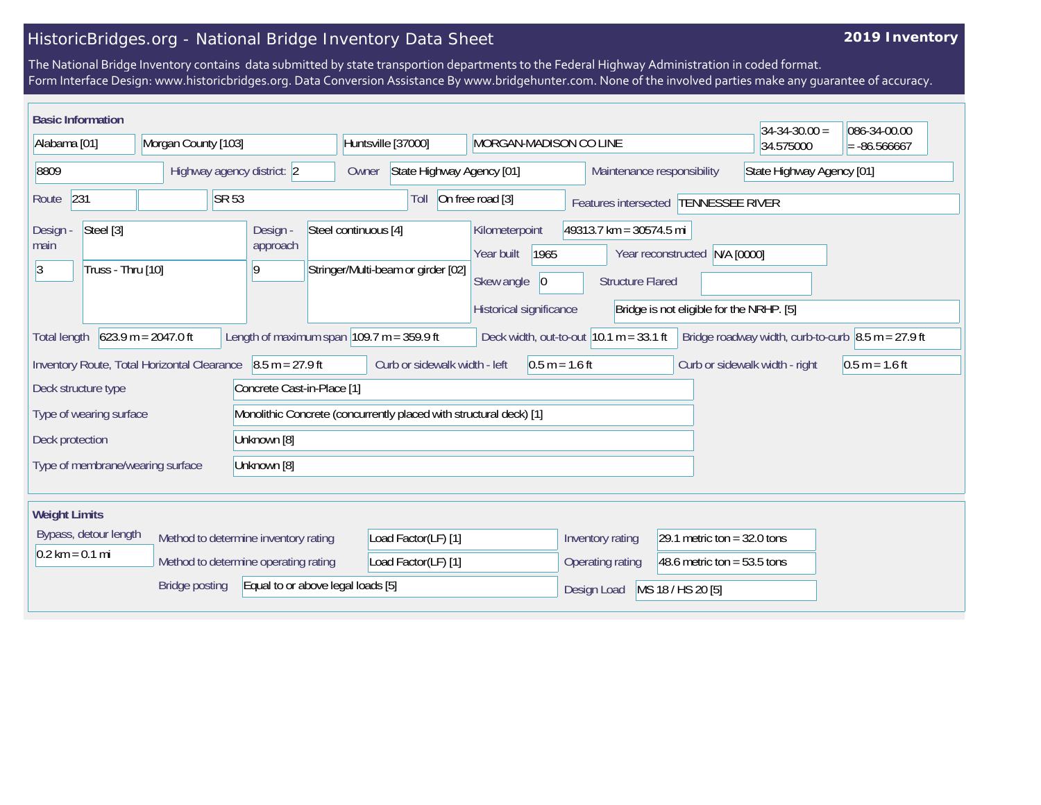# HistoricBridges.org - National Bridge Inventory Data Sheet

**2019 Inventory**

The National Bridge Inventory contains data submitted by state transportion departments to the Federal Highway Administration in coded format.
Form Interface Design: www.historicbridges.org. Data Conversion Assistance By www.bridgehunter.com. None of the involved parties make any guarantee of accuracy.

## Basic Information

| | | | | | |
|---|---|---|---|---|---|
| Alabama [01] | Morgan County [103] | Huntsville [37000] | MORGAN-MADISON CO LINE | 34-34-30.00 = 34.575000 | 086-34-00.00 = -86.566667 |

| | |
|---|---|
| Structure number | 8809 |
| Highway agency district: | 2 |
| Owner | State Highway Agency [01] |
| Maintenance responsibility | State Highway Agency [01] |
| Route | 231 |
| | SR 53 |
| Toll | On free road [3] |
| Features intersected | TENNESSEE RIVER |
| Design - main | Steel [3] |
| | 3 Truss - Thru [10] |
| Design - approach | Steel continuous [4] |
| | 9 Stringer/Multi-beam or girder [02] |
| Kilometerpoint | 49313.7 km = 30574.5 mi |
| Year built | 1965 |
| Year reconstructed | N/A [0000] |
| Skew angle | 0 |
| Structure Flared | |
| Historical significance | Bridge is not eligible for the NRHP. [5] |
| Total length | 623.9 m = 2047.0 ft |
| Length of maximum span | 109.7 m = 359.9 ft |
| Deck width, out-to-out | 10.1 m = 33.1 ft |
| Bridge roadway width, curb-to-curb | 8.5 m = 27.9 ft |
| Inventory Route, Total Horizontal Clearance | 8.5 m = 27.9 ft |
| Curb or sidewalk width - left | 0.5 m = 1.6 ft |
| Curb or sidewalk width - right | 0.5 m = 1.6 ft |
| Deck structure type | Concrete Cast-in-Place [1] |
| Type of wearing surface | Monolithic Concrete (concurrently placed with structural deck) [1] |
| Deck protection | Unknown [8] |
| Type of membrane/wearing surface | Unknown [8] |

## Weight Limits

| | |
|---|---|
| Bypass, detour length | 0.2 km = 0.1 mi |
| Method to determine inventory rating | Load Factor(LF) [1] |
| Method to determine operating rating | Load Factor(LF) [1] |
| Bridge posting | Equal to or above legal loads [5] |
| Inventory rating | 29.1 metric ton = 32.0 tons |
| Operating rating | 48.6 metric ton = 53.5 tons |
| Design Load | MS 18 / HS 20 [5] |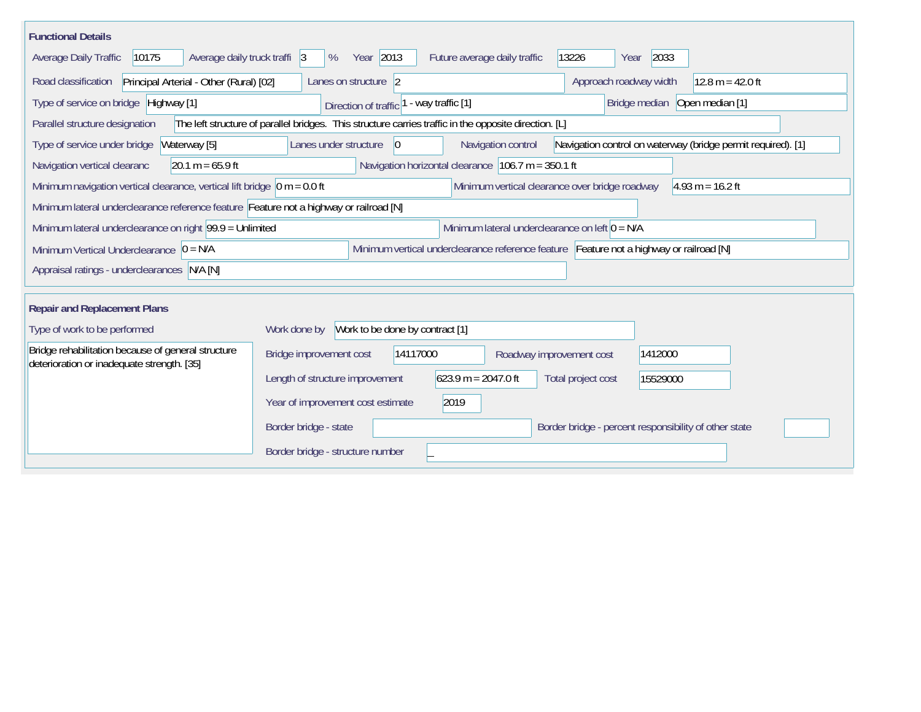## Functional Details

Average Daily Traffic: 10175

Average daily truck traffi: 3 %

Year: 2013

Future average daily traffic: 13226

Year: 2033

Road classification: Principal Arterial - Other (Rural) [02]

Lanes on structure: 2

Approach roadway width: 12.8 m = 42.0 ft

Type of service on bridge: Highway [1]

Direction of traffic: 1 - way traffic [1]

Bridge median: Open median [1]

Parallel structure designation: The left structure of parallel bridges. This structure carries traffic in the opposite direction. [L]

Type of service under bridge: Waterway [5]

Lanes under structure: 0

Navigation control: Navigation control on waterway (bridge permit required). [1]

Navigation vertical clearanc: 20.1 m = 65.9 ft

Navigation horizontal clearance: 106.7 m = 350.1 ft

Minimum navigation vertical clearance, vertical lift bridge: 0 m = 0.0 ft

Minimum vertical clearance over bridge roadway: 4.93 m = 16.2 ft

Minimum lateral underclearance reference feature: Feature not a highway or railroad [N]

Minimum lateral underclearance on right: 99.9 = Unlimited

Minimum lateral underclearance on left: 0 = N/A

Minimum Vertical Underclearance: 0 = N/A

Minimum vertical underclearance reference feature: Feature not a highway or railroad [N]

Appraisal ratings - underclearances: N/A [N]

## Repair and Replacement Plans

Type of work to be performed: Bridge rehabilitation because of general structure deterioration or inadequate strength. [35]

Work done by: Work to be done by contract [1]

Bridge improvement cost: 14117000

Roadway improvement cost: 1412000

Length of structure improvement: 623.9 m = 2047.0 ft

Total project cost: 15529000

Year of improvement cost estimate: 2019

Border bridge - state:

Border bridge - percent responsibility of other state:

Border bridge - structure number: _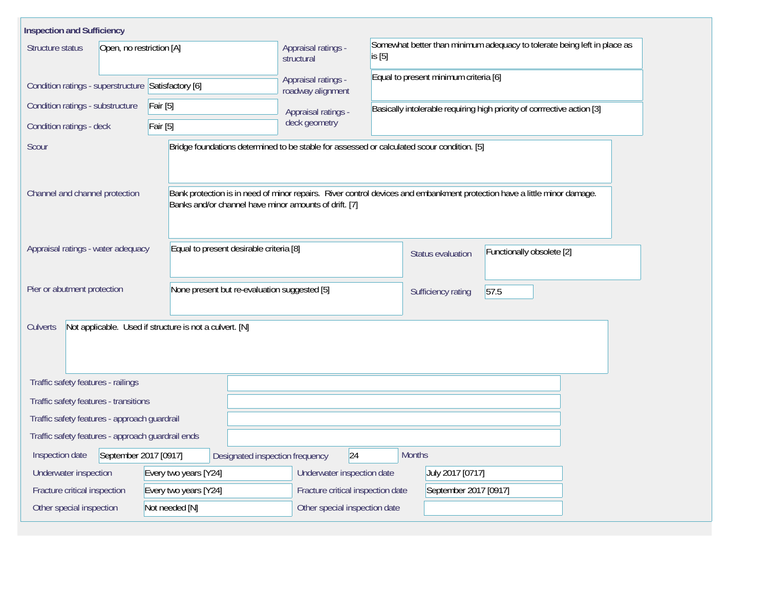## Inspection and Sufficiency

| Field | Value |
|---|---|
| Structure status | Open, no restriction [A] |
| Appraisal ratings - structural | Somewhat better than minimum adequacy to tolerate being left in place as is [5] |
| Condition ratings - superstructure | Satisfactory [6] |
| Appraisal ratings - roadway alignment | Equal to present minimum criteria [6] |
| Condition ratings - substructure | Fair [5] |
| Appraisal ratings - deck geometry | Basically intolerable requiring high priority of corrrective action [3] |
| Condition ratings - deck | Fair [5] |
| Scour | Bridge foundations determined to be stable for assessed or calculated scour condition. [5] |
| Channel and channel protection | Bank protection is in need of minor repairs. River control devices and embankment protection have a little minor damage. Banks and/or channel have minor amounts of drift. [7] |
| Appraisal ratings - water adequacy | Equal to present desirable criteria [8] |
| Status evaluation | Functionally obsolete [2] |
| Pier or abutment protection | None present but re-evaluation suggested [5] |
| Sufficiency rating | 57.5 |
| Culverts | Not applicable. Used if structure is not a culvert. [N] |
| Traffic safety features - railings | |
| Traffic safety features - transitions | |
| Traffic safety features - approach guardrail | |
| Traffic safety features - approach guardrail ends | |
| Inspection date | September 2017 [0917] |
| Designated inspection frequency | 24 Months |
| Underwater inspection | Every two years [Y24] |
| Underwater inspection date | July 2017 [0717] |
| Fracture critical inspection | Every two years [Y24] |
| Fracture critical inspection date | September 2017 [0917] |
| Other special inspection | Not needed [N] |
| Other special inspection date | |